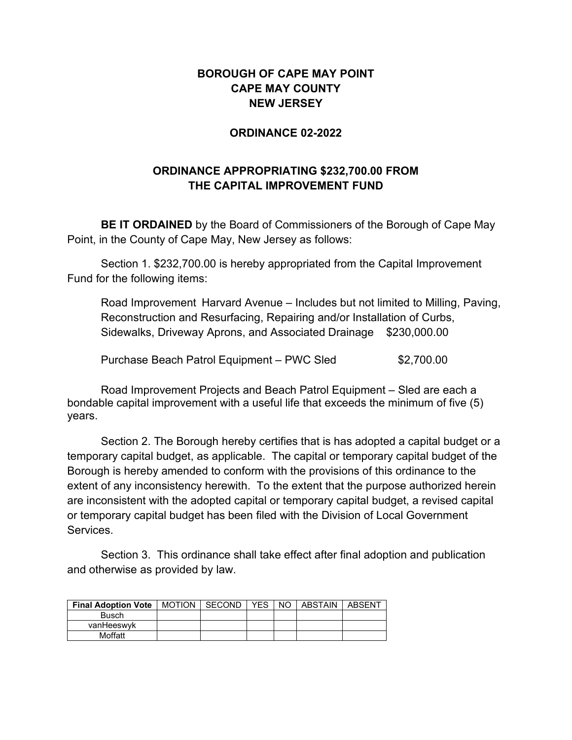# BOROUGH OF CAPE MAY POINT
# CAPE MAY COUNTY
# NEW JERSEY

## ORDINANCE 02-2022

## ORDINANCE APPROPRIATING $232,700.00 FROM THE CAPITAL IMPROVEMENT FUND

**BE IT ORDAINED** by the Board of Commissioners of the Borough of Cape May Point, in the County of Cape May, New Jersey as follows:

Section 1. $232,700.00 is hereby appropriated from the Capital Improvement Fund for the following items:

Road Improvement Harvard Avenue – Includes but not limited to Milling, Paving, Reconstruction and Resurfacing, Repairing and/or Installation of Curbs, Sidewalks, Driveway Aprons, and Associated Drainage $230,000.00

Purchase Beach Patrol Equipment – PWC Sled $2,700.00

Road Improvement Projects and Beach Patrol Equipment – Sled are each a bondable capital improvement with a useful life that exceeds the minimum of five (5) years.

Section 2. The Borough hereby certifies that is has adopted a capital budget or a temporary capital budget, as applicable. The capital or temporary capital budget of the Borough is hereby amended to conform with the provisions of this ordinance to the extent of any inconsistency herewith. To the extent that the purpose authorized herein are inconsistent with the adopted capital or temporary capital budget, a revised capital or temporary capital budget has been filed with the Division of Local Government Services.

Section 3. This ordinance shall take effect after final adoption and publication and otherwise as provided by law.

| Final Adoption Vote | MOTION | SECOND | YES | NO | ABSTAIN | ABSENT |
|---|---|---|---|---|---|---|
| Busch | | | | | | |
| vanHeeswyk | | | | | | |
| Moffatt | | | | | | |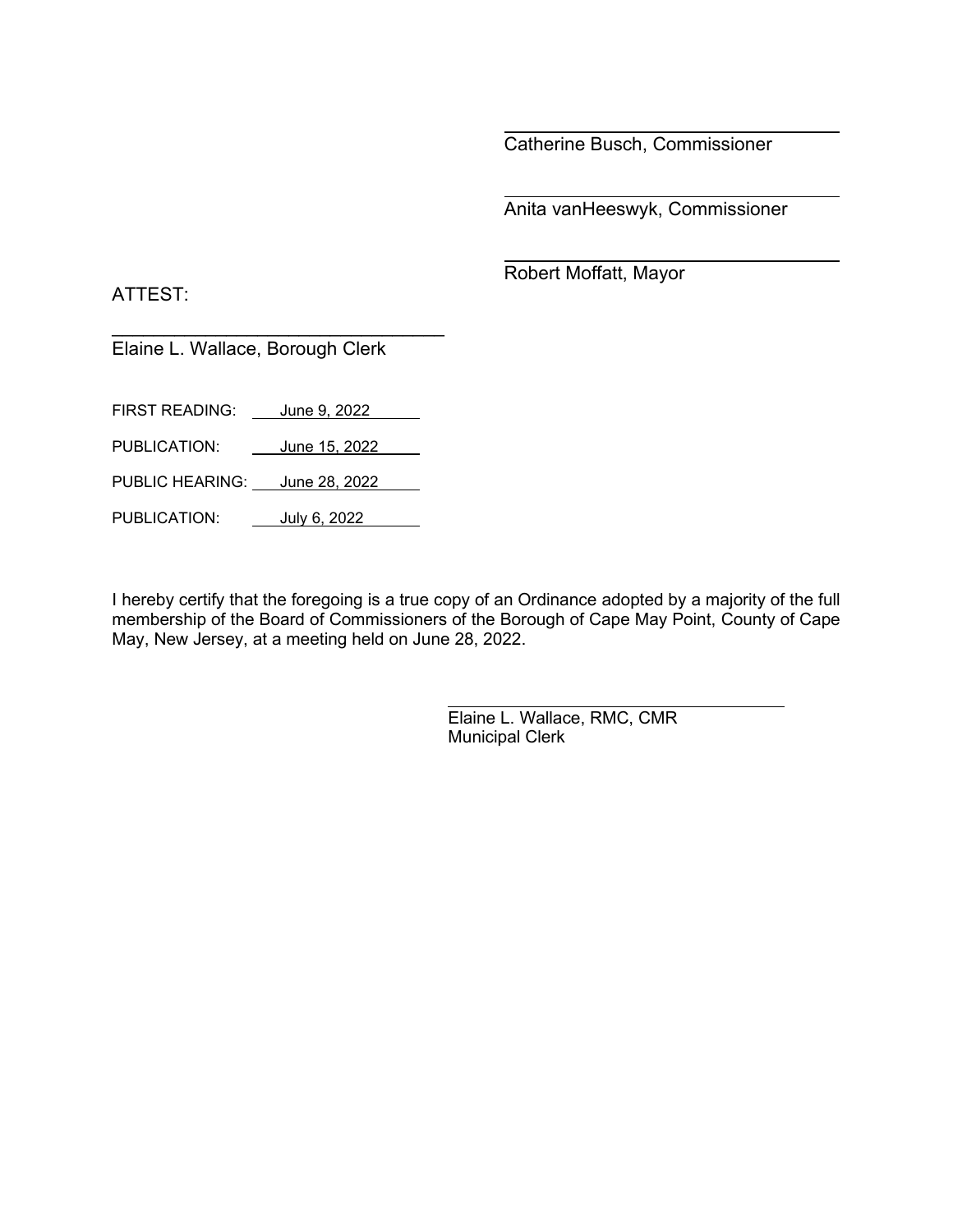\_\_\_\_\_\_\_\_\_\_\_\_\_\_\_\_\_\_\_\_\_\_\_\_\_\_\_\_\_\_
Catherine Busch, Commissioner

\_\_\_\_\_\_\_\_\_\_\_\_\_\_\_\_\_\_\_\_\_\_\_\_\_\_\_\_\_\_
Anita vanHeeswyk, Commissioner

\_\_\_\_\_\_\_\_\_\_\_\_\_\_\_\_\_\_\_\_\_\_\_\_\_\_\_\_\_\_
Robert Moffatt, Mayor

ATTEST:

\_\_\_\_\_\_\_\_\_\_\_\_\_\_\_\_\_\_\_\_\_\_\_\_\_\_\_\_\_\_
Elaine L. Wallace, Borough Clerk

FIRST READING: June 9, 2022

PUBLICATION: June 15, 2022

PUBLIC HEARING: June 28, 2022

PUBLICATION: July 6, 2022

I hereby certify that the foregoing is a true copy of an Ordinance adopted by a majority of the full membership of the Board of Commissioners of the Borough of Cape May Point, County of Cape May, New Jersey, at a meeting held on June 28, 2022.

\_\_\_\_\_\_\_\_\_\_\_\_\_\_\_\_\_\_\_\_\_\_\_\_\_\_\_\_\_\_
Elaine L. Wallace, RMC, CMR
Municipal Clerk